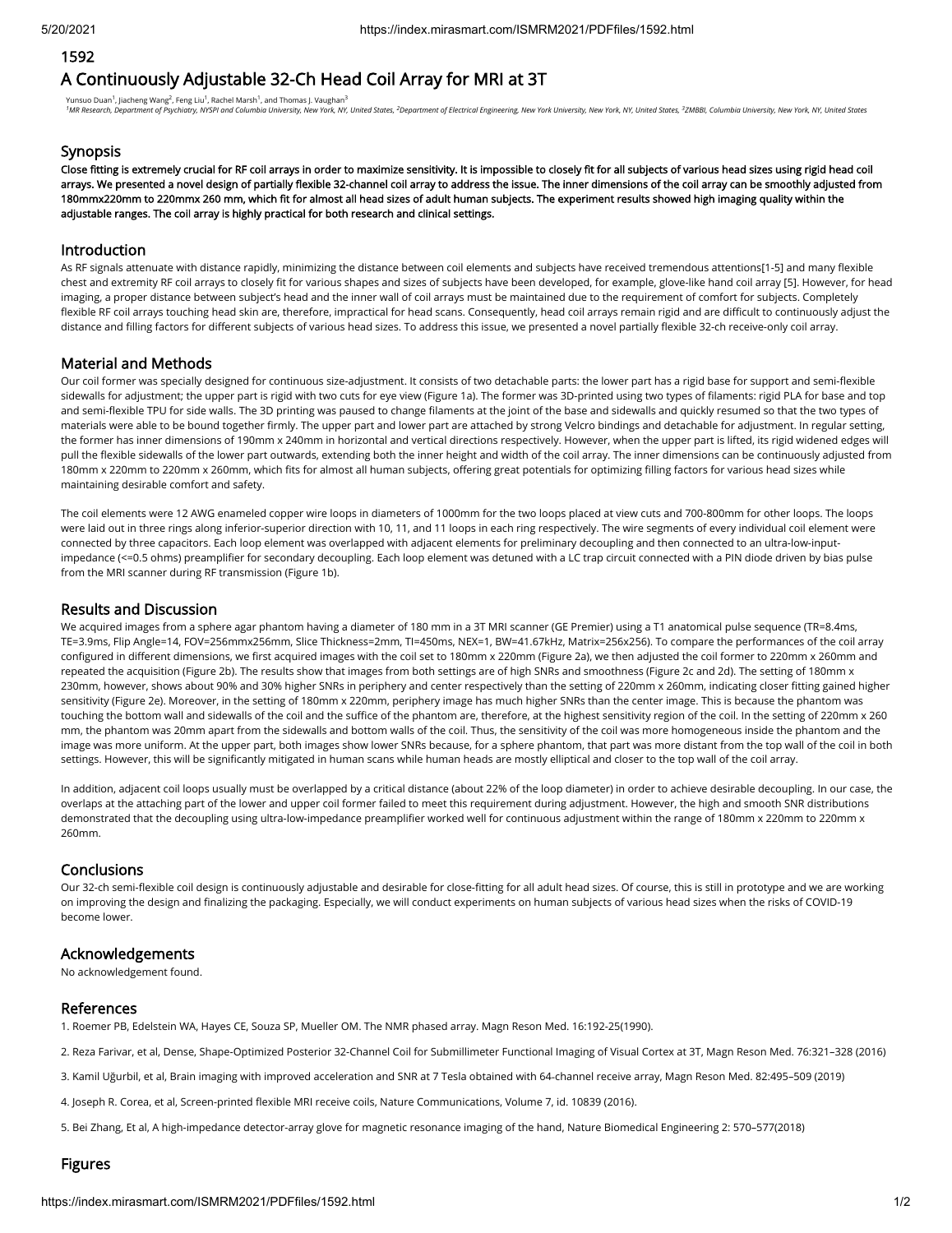# 1592

# A Continuously Adjustable 32-Ch Head Coil Array for MRI at 3T

Yunsuo Duan[1], Jiacheng Wang[2], Feng Liu[1], Rachel Marsh[1], and Thomas J. Vaughan[3]

[1]MR Research, Department of Psychiatry, NYSPI and Columbia University, New York, NY, United States, [2]Department of Electrical Engineering, New York University, New York, NY, United States, [3]ZMBBI, Columbia University, New York, NY, United States

## Synopsis

**Close fitting is extremely crucial for RF coil arrays in order to maximize sensitivity. It is impossible to closely fit for all subjects of various head sizes using rigid head coil arrays. We presented a novel design of partially flexible 32-channel coil array to address the issue. The inner dimensions of the coil array can be smoothly adjusted from 180mmx220mm to 220mmx 260 mm, which fit for almost all head sizes of adult human subjects. The experiment results showed high imaging quality within the adjustable ranges. The coil array is highly practical for both research and clinical settings.**

## Introduction

As RF signals attenuate with distance rapidly, minimizing the distance between coil elements and subjects have received tremendous attentions[1-5] and many flexible chest and extremity RF coil arrays to closely fit for various shapes and sizes of subjects have been developed, for example, glove-like hand coil array [5]. However, for head imaging, a proper distance between subject's head and the inner wall of coil arrays must be maintained due to the requirement of comfort for subjects. Completely flexible RF coil arrays touching head skin are, therefore, impractical for head scans. Consequently, head coil arrays remain rigid and are difficult to continuously adjust the distance and filling factors for different subjects of various head sizes. To address this issue, we presented a novel partially flexible 32-ch receive-only coil array.

## Material and Methods

Our coil former was specially designed for continuous size-adjustment. It consists of two detachable parts: the lower part has a rigid base for support and semi-flexible sidewalls for adjustment; the upper part is rigid with two cuts for eye view (Figure 1a). The former was 3D-printed using two types of filaments: rigid PLA for base and top and semi-flexible TPU for side walls. The 3D printing was paused to change filaments at the joint of the base and sidewalls and quickly resumed so that the two types of materials were able to be bound together firmly. The upper part and lower part are attached by strong Velcro bindings and detachable for adjustment. In regular setting, the former has inner dimensions of 190mm x 240mm in horizontal and vertical directions respectively. However, when the upper part is lifted, its rigid widened edges will pull the flexible sidewalls of the lower part outwards, extending both the inner height and width of the coil array. The inner dimensions can be continuously adjusted from 180mm x 220mm to 220mm x 260mm, which fits for almost all human subjects, offering great potentials for optimizing filling factors for various head sizes while maintaining desirable comfort and safety.

The coil elements were 12 AWG enameled copper wire loops in diameters of 1000mm for the two loops placed at view cuts and 700-800mm for other loops. The loops were laid out in three rings along inferior-superior direction with 10, 11, and 11 loops in each ring respectively. The wire segments of every individual coil element were connected by three capacitors. Each loop element was overlapped with adjacent elements for preliminary decoupling and then connected to an ultra-low-input-impedance (<=0.5 ohms) preamplifier for secondary decoupling. Each loop element was detuned with a LC trap circuit connected with a PIN diode driven by bias pulse from the MRI scanner during RF transmission (Figure 1b).

## Results and Discussion

We acquired images from a sphere agar phantom having a diameter of 180 mm in a 3T MRI scanner (GE Premier) using a T1 anatomical pulse sequence (TR=8.4ms, TE=3.9ms, Flip Angle=14, FOV=256mmx256mm, Slice Thickness=2mm, TI=450ms, NEX=1, BW=41.67kHz, Matrix=256x256). To compare the performances of the coil array configured in different dimensions, we first acquired images with the coil set to 180mm x 220mm (Figure 2a), we then adjusted the coil former to 220mm x 260mm and repeated the acquisition (Figure 2b). The results show that images from both settings are of high SNRs and smoothness (Figure 2c and 2d). The setting of 180mm x 230mm, however, shows about 90% and 30% higher SNRs in periphery and center respectively than the setting of 220mm x 260mm, indicating closer fitting gained higher sensitivity (Figure 2e). Moreover, in the setting of 180mm x 220mm, periphery image has much higher SNRs than the center image. This is because the phantom was touching the bottom wall and sidewalls of the coil and the suffice of the phantom are, therefore, at the highest sensitivity region of the coil. In the setting of 220mm x 260 mm, the phantom was 20mm apart from the sidewalls and bottom walls of the coil. Thus, the sensitivity of the coil was more homogeneous inside the phantom and the image was more uniform. At the upper part, both images show lower SNRs because, for a sphere phantom, that part was more distant from the top wall of the coil in both settings. However, this will be significantly mitigated in human scans while human heads are mostly elliptical and closer to the top wall of the coil array.

In addition, adjacent coil loops usually must be overlapped by a critical distance (about 22% of the loop diameter) in order to achieve desirable decoupling. In our case, the overlaps at the attaching part of the lower and upper coil former failed to meet this requirement during adjustment. However, the high and smooth SNR distributions demonstrated that the decoupling using ultra-low-impedance preamplifier worked well for continuous adjustment within the range of 180mm x 220mm to 220mm x 260mm.

## Conclusions

Our 32-ch semi-flexible coil design is continuously adjustable and desirable for close-fitting for all adult head sizes. Of course, this is still in prototype and we are working on improving the design and finalizing the packaging. Especially, we will conduct experiments on human subjects of various head sizes when the risks of COVID-19 become lower.

## Acknowledgements

No acknowledgement found.

## References

1. Roemer PB, Edelstein WA, Hayes CE, Souza SP, Mueller OM. The NMR phased array. Magn Reson Med. 16:192-25(1990).

2. Reza Farivar, et al, Dense, Shape-Optimized Posterior 32-Channel Coil for Submillimeter Functional Imaging of Visual Cortex at 3T, Magn Reson Med. 76:321–328 (2016)

3. Kamil Uğurbil, et al, Brain imaging with improved acceleration and SNR at 7 Tesla obtained with 64-channel receive array, Magn Reson Med. 82:495–509 (2019)

4. Joseph R. Corea, et al, Screen-printed flexible MRI receive coils, Nature Communications, Volume 7, id. 10839 (2016).

5. Bei Zhang, Et al, A high-impedance detector-array glove for magnetic resonance imaging of the hand, Nature Biomedical Engineering 2: 570–577(2018)

## Figures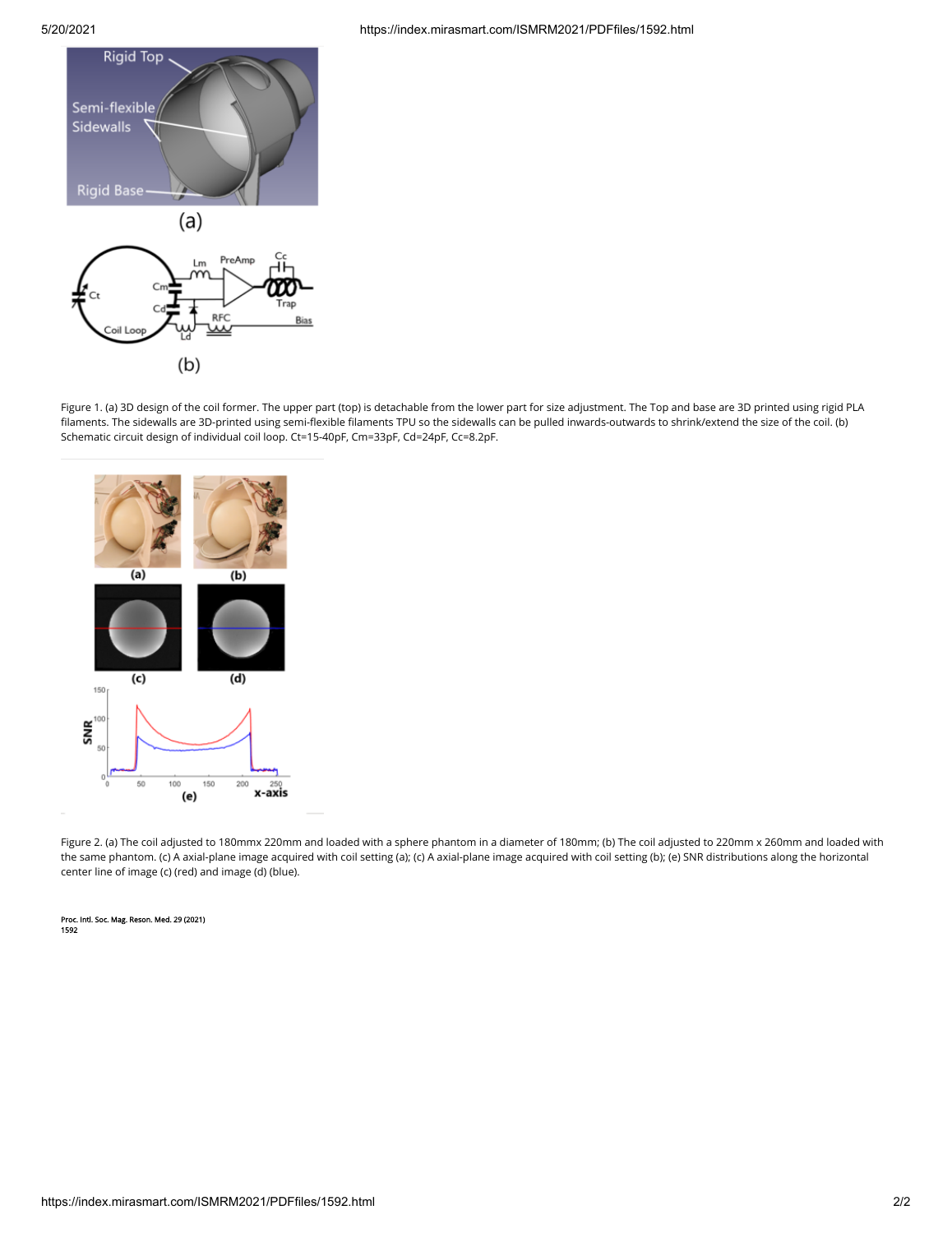Rigid Top

Semi-flexible Sidewalls

Rigid Base

(a)

Ct

Cm

Cd

Lm

PreAmp

Cc

Trap

RFC

Bias

Ld

Coil Loop

(b)

Figure 1. (a) 3D design of the coil former. The upper part (top) is detachable from the lower part for size adjustment. The Top and base are 3D printed using rigid PLA filaments. The sidewalls are 3D-printed using semi-flexible filaments TPU so the sidewalls can be pulled inwards-outwards to shrink/extend the size of the coil. (b) Schematic circuit design of individual coil loop. Ct=15-40pF, Cm=33pF, Cd=24pF, Cc=8.2pF.

(a)

(b)

(c)

(d)

150

100

50

0

SNR

0

50

100

150

200

250

x-axis

(e)

Figure 2. (a) The coil adjusted to 180mmx 220mm and loaded with a sphere phantom in a diameter of 180mm; (b) The coil adjusted to 220mm x 260mm and loaded with the same phantom. (c) A axial-plane image acquired with coil setting (a); (c) A axial-plane image acquired with coil setting (b); (e) SNR distributions along the horizontal center line of image (c) (red) and image (d) (blue).

Proc. Intl. Soc. Mag. Reson. Med. 29 (2021)
1592